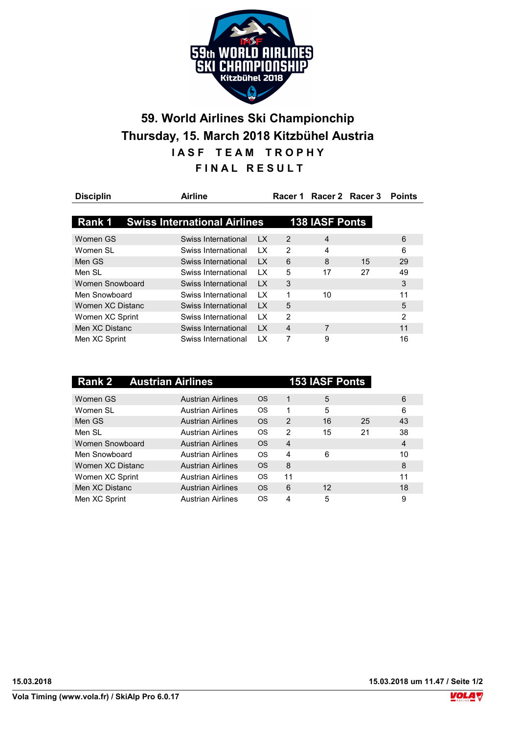# 59. World Airlines Ski Championchip

## Thursday, 15. March 2018 Kitzbühel Austria

### IASF TEAM TROPHY

### FINAL RESULT

| Disciplin | Airline | | Racer 1 | Racer 2 | Racer 3 | Points |
|---|---|---|---|---|---|---|
| **Rank 1** | **Swiss International Airlines** | | **138 IASF Ponts** | | | |
| Women GS | Swiss International | LX | 2 | 4 | | 6 |
| Women SL | Swiss International | LX | 2 | 4 | | 6 |
| Men GS | Swiss International | LX | 6 | 8 | 15 | 29 |
| Men SL | Swiss International | LX | 5 | 17 | 27 | 49 |
| Women Snowboard | Swiss International | LX | 3 | | | 3 |
| Men Snowboard | Swiss International | LX | 1 | 10 | | 11 |
| Women XC Distanc | Swiss International | LX | 5 | | | 5 |
| Women XC Sprint | Swiss International | LX | 2 | | | 2 |
| Men XC Distanc | Swiss International | LX | 4 | 7 | | 11 |
| Men XC Sprint | Swiss International | LX | 7 | 9 | | 16 |
| **Rank 2** | **Austrian Airlines** | | **153 IASF Ponts** | | | |
| Women GS | Austrian Airlines | OS | 1 | 5 | | 6 |
| Women SL | Austrian Airlines | OS | 1 | 5 | | 6 |
| Men GS | Austrian Airlines | OS | 2 | 16 | 25 | 43 |
| Men SL | Austrian Airlines | OS | 2 | 15 | 21 | 38 |
| Women Snowboard | Austrian Airlines | OS | 4 | | | 4 |
| Men Snowboard | Austrian Airlines | OS | 4 | 6 | | 10 |
| Women XC Distanc | Austrian Airlines | OS | 8 | | | 8 |
| Women XC Sprint | Austrian Airlines | OS | 11 | | | 11 |
| Men XC Distanc | Austrian Airlines | OS | 6 | 12 | | 18 |
| Men XC Sprint | Austrian Airlines | OS | 4 | 5 | | 9 |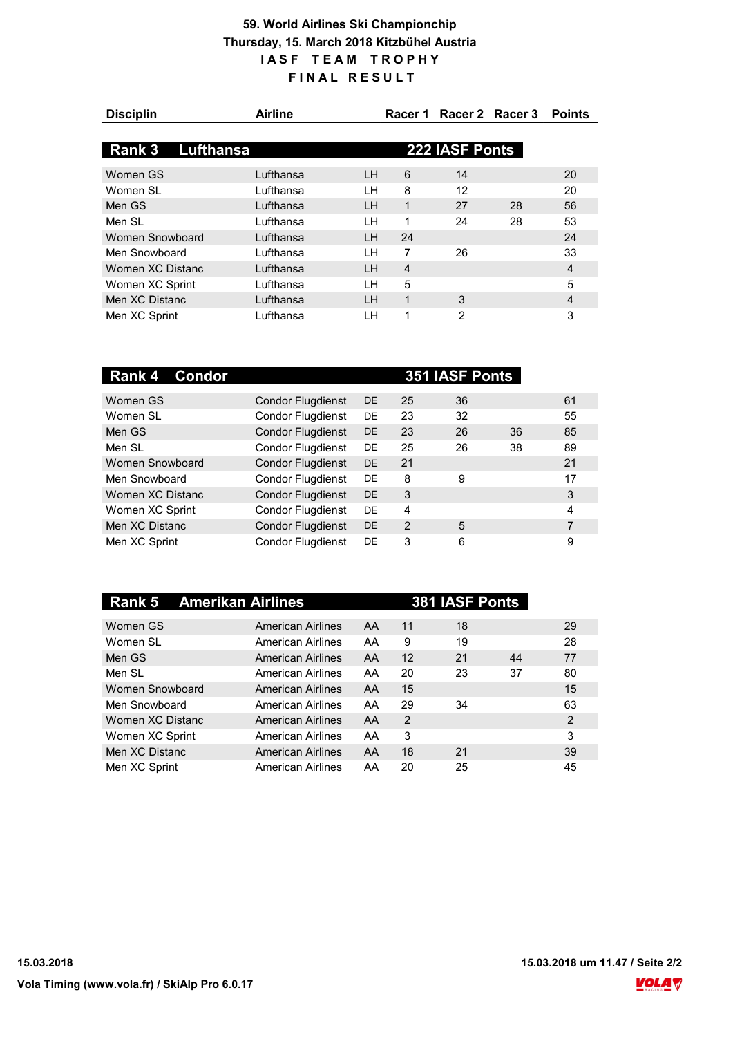**59. World Airlines Ski Championchip**
**Thursday, 15. March 2018 Kitzbühel Austria**
**I A S F   T E A M   T R O P H Y**
**F I N A L   R E S U L T**

| Disciplin | Airline | | Racer 1 | Racer 2 | Racer 3 | Points |
|---|---|---|---|---|---|---|
| **Rank 3 Lufthansa** | | | **222 IASF Ponts** | | | |
| Women GS | Lufthansa | LH | 6 | 14 | | 20 |
| Women SL | Lufthansa | LH | 8 | 12 | | 20 |
| Men GS | Lufthansa | LH | 1 | 27 | 28 | 56 |
| Men SL | Lufthansa | LH | 1 | 24 | 28 | 53 |
| Women Snowboard | Lufthansa | LH | 24 | | | 24 |
| Men Snowboard | Lufthansa | LH | 7 | 26 | | 33 |
| Women XC Distanc | Lufthansa | LH | 4 | | | 4 |
| Women XC Sprint | Lufthansa | LH | 5 | | | 5 |
| Men XC Distanc | Lufthansa | LH | 1 | 3 | | 4 |
| Men XC Sprint | Lufthansa | LH | 1 | 2 | | 3 |
| **Rank 4 Condor** | | | **351 IASF Ponts** | | | |
| Women GS | Condor Flugdienst | DE | 25 | 36 | | 61 |
| Women SL | Condor Flugdienst | DE | 23 | 32 | | 55 |
| Men GS | Condor Flugdienst | DE | 23 | 26 | 36 | 85 |
| Men SL | Condor Flugdienst | DE | 25 | 26 | 38 | 89 |
| Women Snowboard | Condor Flugdienst | DE | 21 | | | 21 |
| Men Snowboard | Condor Flugdienst | DE | 8 | 9 | | 17 |
| Women XC Distanc | Condor Flugdienst | DE | 3 | | | 3 |
| Women XC Sprint | Condor Flugdienst | DE | 4 | | | 4 |
| Men XC Distanc | Condor Flugdienst | DE | 2 | 5 | | 7 |
| Men XC Sprint | Condor Flugdienst | DE | 3 | 6 | | 9 |
| **Rank 5 Amerikan Airlines** | | | **381 IASF Ponts** | | | |
| Women GS | American Airlines | AA | 11 | 18 | | 29 |
| Women SL | American Airlines | AA | 9 | 19 | | 28 |
| Men GS | American Airlines | AA | 12 | 21 | 44 | 77 |
| Men SL | American Airlines | AA | 20 | 23 | 37 | 80 |
| Women Snowboard | American Airlines | AA | 15 | | | 15 |
| Men Snowboard | American Airlines | AA | 29 | 34 | | 63 |
| Women XC Distanc | American Airlines | AA | 2 | | | 2 |
| Women XC Sprint | American Airlines | AA | 3 | | | 3 |
| Men XC Distanc | American Airlines | AA | 18 | 21 | | 39 |
| Men XC Sprint | American Airlines | AA | 20 | 25 | | 45 |

15.03.2018

15.03.2018 um 11.47 / Seite 2/2

Vola Timing (www.vola.fr) / SkiAlp Pro 6.0.17